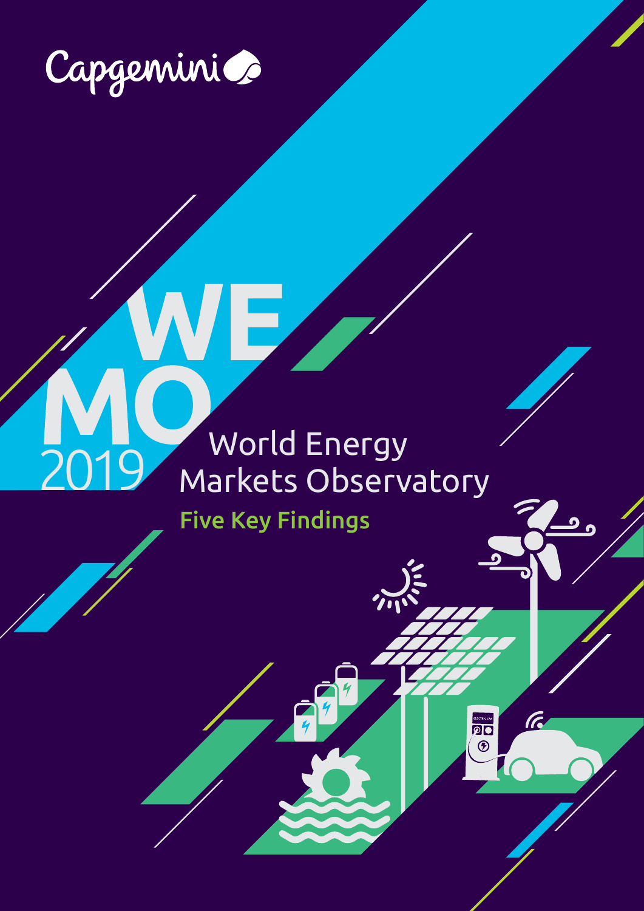Capgemini

# WEMO 2019

# World Energy Markets Observatory

## Five Key Findings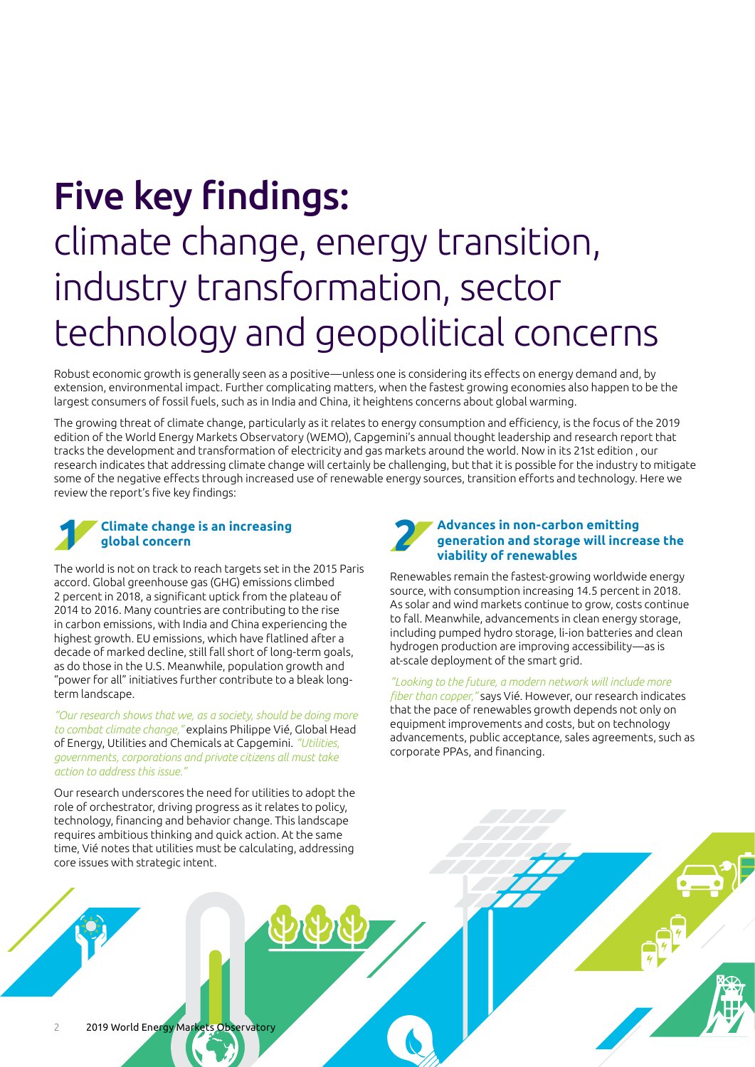# Five key findings:

## climate change, energy transition, industry transformation, sector technology and geopolitical concerns

Robust economic growth is generally seen as a positive—unless one is considering its effects on energy demand and, by extension, environmental impact. Further complicating matters, when the fastest growing economies also happen to be the largest consumers of fossil fuels, such as in India and China, it heightens concerns about global warming.

The growing threat of climate change, particularly as it relates to energy consumption and efficiency, is the focus of the 2019 edition of the World Energy Markets Observatory (WEMO), Capgemini's annual thought leadership and research report that tracks the development and transformation of electricity and gas markets around the world. Now in its 21st edition , our research indicates that addressing climate change will certainly be challenging, but that it is possible for the industry to mitigate some of the negative effects through increased use of renewable energy sources, transition efforts and technology. Here we review the report's five key findings:

### 1 Climate change is an increasing global concern

The world is not on track to reach targets set in the 2015 Paris accord. Global greenhouse gas (GHG) emissions climbed 2 percent in 2018, a significant uptick from the plateau of 2014 to 2016. Many countries are contributing to the rise in carbon emissions, with India and China experiencing the highest growth. EU emissions, which have flatlined after a decade of marked decline, still fall short of long-term goals, as do those in the U.S. Meanwhile, population growth and "power for all" initiatives further contribute to a bleak long-term landscape.

*"Our research shows that we, as a society, should be doing more to combat climate change,"* explains Philippe Vié, Global Head of Energy, Utilities and Chemicals at Capgemini. *"Utilities, governments, corporations and private citizens all must take action to address this issue."*

Our research underscores the need for utilities to adopt the role of orchestrator, driving progress as it relates to policy, technology, financing and behavior change. This landscape requires ambitious thinking and quick action. At the same time, Vié notes that utilities must be calculating, addressing core issues with strategic intent.

### 2 Advances in non-carbon emitting generation and storage will increase the viability of renewables

Renewables remain the fastest-growing worldwide energy source, with consumption increasing 14.5 percent in 2018. As solar and wind markets continue to grow, costs continue to fall. Meanwhile, advancements in clean energy storage, including pumped hydro storage, li-ion batteries and clean hydrogen production are improving accessibility—as is at-scale deployment of the smart grid.

*"Looking to the future, a modern network will include more fiber than copper,"* says Vié. However, our research indicates that the pace of renewables growth depends not only on equipment improvements and costs, but on technology advancements, public acceptance, sales agreements, such as corporate PPAs, and financing.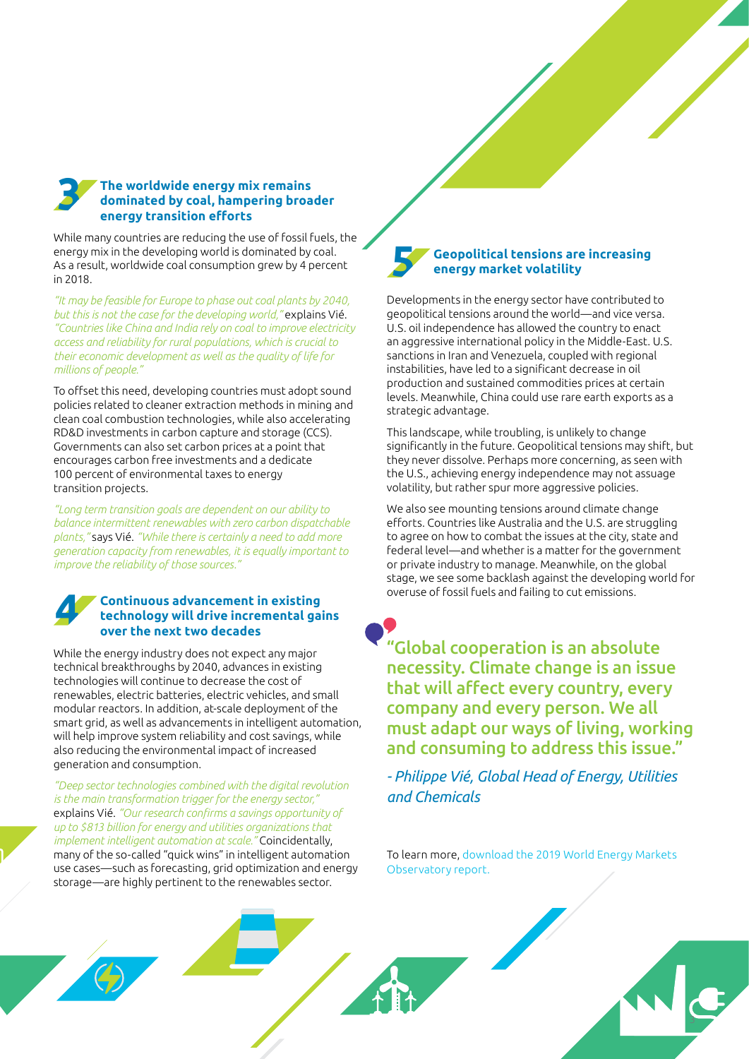## 3 The worldwide energy mix remains dominated by coal, hampering broader energy transition efforts

While many countries are reducing the use of fossil fuels, the energy mix in the developing world is dominated by coal. As a result, worldwide coal consumption grew by 4 percent in 2018.

*"It may be feasible for Europe to phase out coal plants by 2040, but this is not the case for the developing world,"* explains Vié. *"Countries like China and India rely on coal to improve electricity access and reliability for rural populations, which is crucial to their economic development as well as the quality of life for millions of people."*

To offset this need, developing countries must adopt sound policies related to cleaner extraction methods in mining and clean coal combustion technologies, while also accelerating RD&D investments in carbon capture and storage (CCS). Governments can also set carbon prices at a point that encourages carbon free investments and a dedicate 100 percent of environmental taxes to energy transition projects.

*"Long term transition goals are dependent on our ability to balance intermittent renewables with zero carbon dispatchable plants,"* says Vié. *"While there is certainly a need to add more generation capacity from renewables, it is equally important to improve the reliability of those sources."*

## 4 Continuous advancement in existing technology will drive incremental gains over the next two decades

While the energy industry does not expect any major technical breakthroughs by 2040, advances in existing technologies will continue to decrease the cost of renewables, electric batteries, electric vehicles, and small modular reactors. In addition, at-scale deployment of the smart grid, as well as advancements in intelligent automation, will help improve system reliability and cost savings, while also reducing the environmental impact of increased generation and consumption.

*"Deep sector technologies combined with the digital revolution is the main transformation trigger for the energy sector,"* explains Vié. *"Our research confirms a savings opportunity of up to $813 billion for energy and utilities organizations that implement intelligent automation at scale."* Coincidentally, many of the so-called "quick wins" in intelligent automation use cases—such as forecasting, grid optimization and energy storage—are highly pertinent to the renewables sector.

## 5 Geopolitical tensions are increasing energy market volatility

Developments in the energy sector have contributed to geopolitical tensions around the world—and vice versa. U.S. oil independence has allowed the country to enact an aggressive international policy in the Middle-East. U.S. sanctions in Iran and Venezuela, coupled with regional instabilities, have led to a significant decrease in oil production and sustained commodities prices at certain levels. Meanwhile, China could use rare earth exports as a strategic advantage.

This landscape, while troubling, is unlikely to change significantly in the future. Geopolitical tensions may shift, but they never dissolve. Perhaps more concerning, as seen with the U.S., achieving energy independence may not assuage volatility, but rather spur more aggressive policies.

We also see mounting tensions around climate change efforts. Countries like Australia and the U.S. are struggling to agree on how to combat the issues at the city, state and federal level—and whether is a matter for the government or private industry to manage. Meanwhile, on the global stage, we see some backlash against the developing world for overuse of fossil fuels and failing to cut emissions.

> **"Global cooperation is an absolute necessity. Climate change is an issue that will affect every country, every company and every person. We all must adapt our ways of living, working and consuming to address this issue."**
>
> *- Philippe Vié, Global Head of Energy, Utilities and Chemicals*

To learn more, download the 2019 World Energy Markets Observatory report.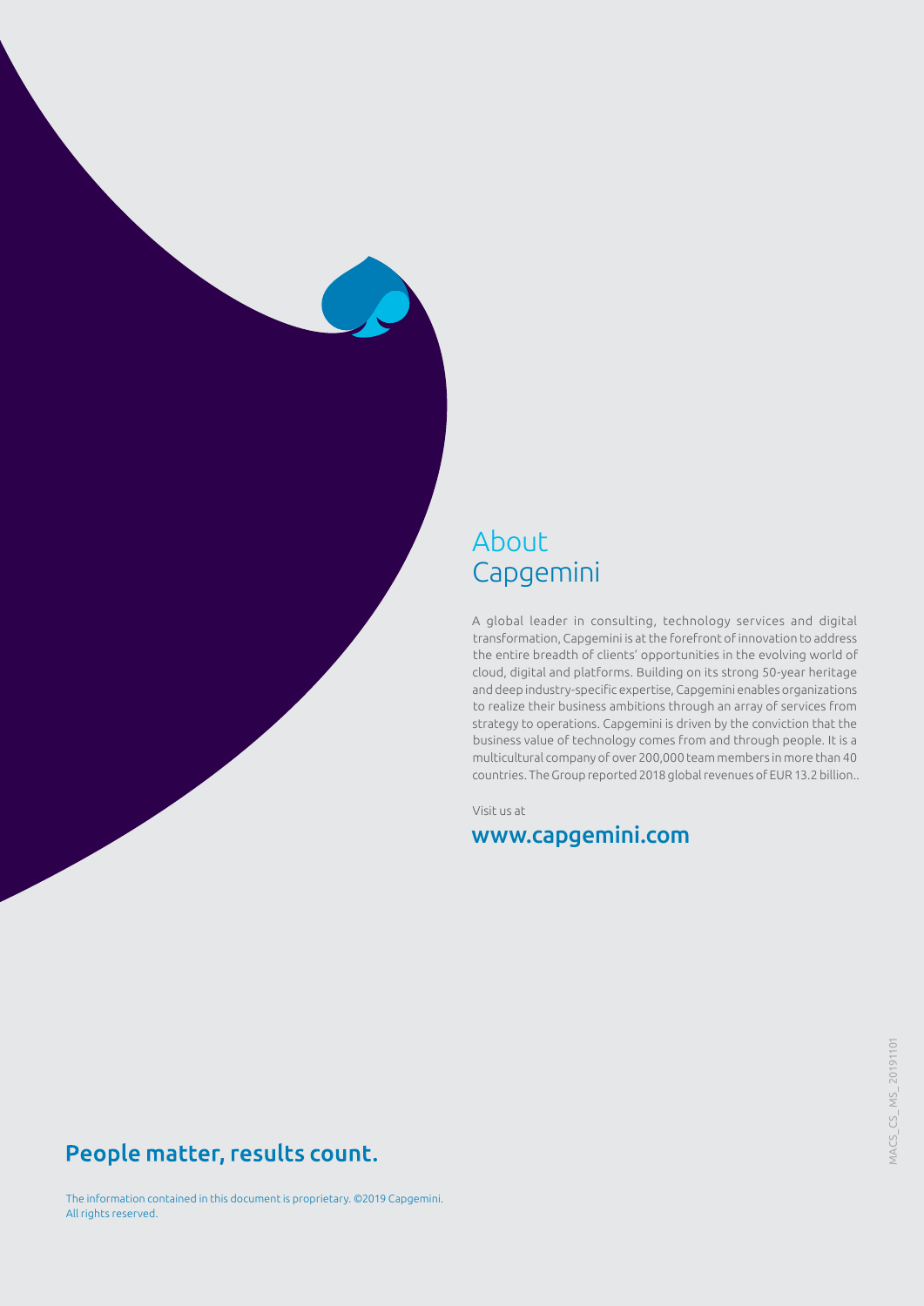## About Capgemini

A global leader in consulting, technology services and digital transformation, Capgemini is at the forefront of innovation to address the entire breadth of clients' opportunities in the evolving world of cloud, digital and platforms. Building on its strong 50-year heritage and deep industry-specific expertise, Capgemini enables organizations to realize their business ambitions through an array of services from strategy to operations. Capgemini is driven by the conviction that the business value of technology comes from and through people. It is a multicultural company of over 200,000 team members in more than 40 countries. The Group reported 2018 global revenues of EUR 13.2 billion..

Visit us at

**www.capgemini.com**

**People matter, results count.**

The information contained in this document is proprietary. ©2019 Capgemini. All rights reserved.

MACS_CS_MS_20191101